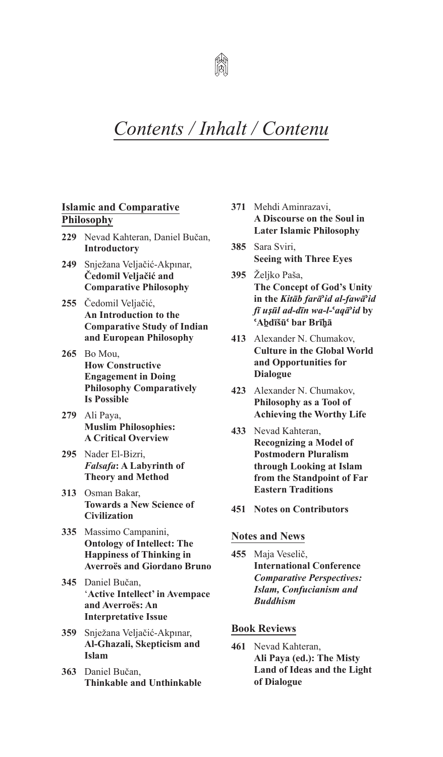# *Contents / Inhalt / Contenu*

## Islamic and Comparative Philosophy

**229** Nevad Kahteran, Daniel Bučan,
**Introductory**

**249** Snježana Veljačić-Akpınar,
**Čedomil Veljačić and Comparative Philosophy**

**255** Čedomil Veljačić,
**An Introduction to the Comparative Study of Indian and European Philosophy**

**265** Bo Mou,
**How Constructive Engagement in Doing Philosophy Comparatively Is Possible**

**279** Ali Paya,
**Muslim Philosophies: A Critical Overview**

**295** Nader El-Bizri,
***Falsafa*: A Labyrinth of Theory and Method**

**313** Osman Bakar,
**Towards a New Science of Civilization**

**335** Massimo Campanini,
**Ontology of Intellect: The Happiness of Thinking in Averroës and Giordano Bruno**

**345** Daniel Bučan,
**'Active Intellect' in Avempace and Averroës: An Interpretative Issue**

**359** Snježana Veljačić-Akpınar,
**Al-Ghazali, Skepticism and Islam**

**363** Daniel Bučan,
**Thinkable and Unthinkable**

**371** Mehdi Aminrazavi,
**A Discourse on the Soul in Later Islamic Philosophy**

**385** Sara Sviri,
**Seeing with Three Eyes**

**395** Željko Paša,
**The Concept of God's Unity in the *Kitāb farāʾid al-fawāʾid fī uṣūl ad-dīn wa-l-ʿaqāʾid* by ʿAḇdīšūʿ bar Brīḵā**

**413** Alexander N. Chumakov,
**Culture in the Global World and Opportunities for Dialogue**

**423** Alexander N. Chumakov,
**Philosophy as a Tool of Achieving the Worthy Life**

**433** Nevad Kahteran,
**Recognizing a Model of Postmodern Pluralism through Looking at Islam from the Standpoint of Far Eastern Traditions**

**451 Notes on Contributors**

## Notes and News

**455** Maja Veselič,
**International Conference *Comparative Perspectives: Islam, Confucianism and Buddhism***

## Book Reviews

**461** Nevad Kahteran,
**Ali Paya (ed.): The Misty Land of Ideas and the Light of Dialogue**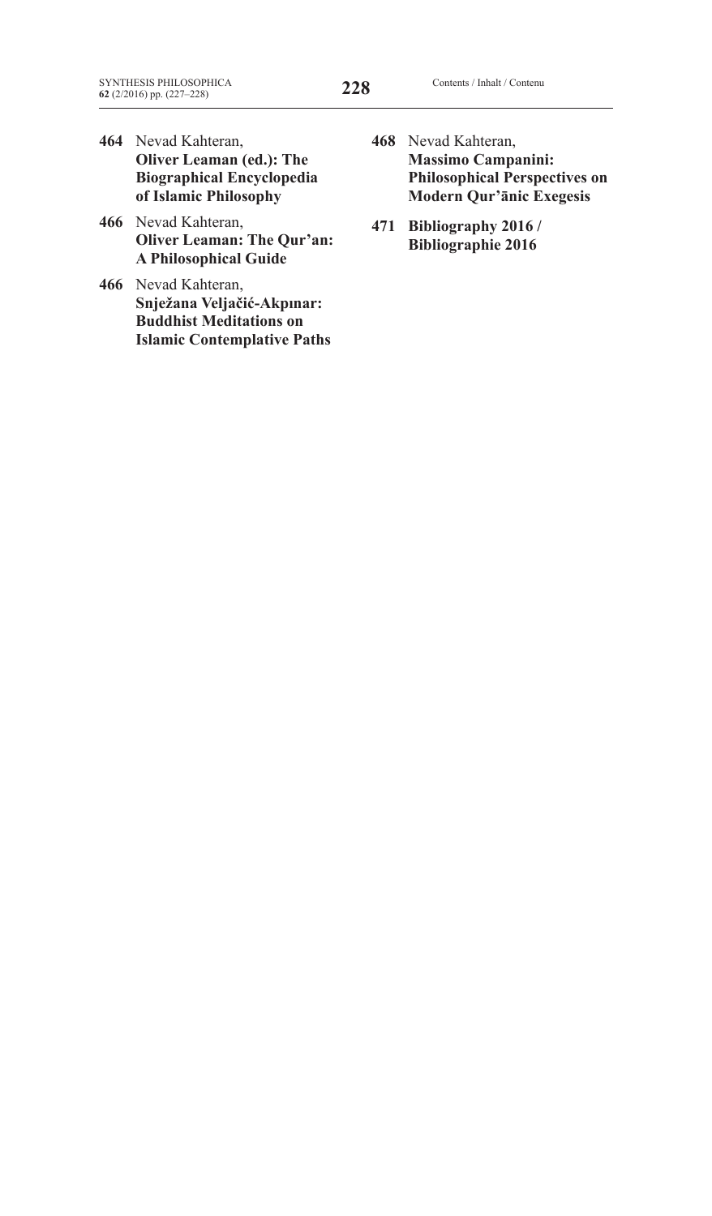**464** Nevad Kahteran,
**Oliver Leaman (ed.): The Biographical Encyclopedia of Islamic Philosophy**

**466** Nevad Kahteran,
**Oliver Leaman: The Qur'an: A Philosophical Guide**

**466** Nevad Kahteran,
**Snježana Veljačić-Akpınar: Buddhist Meditations on Islamic Contemplative Paths**

**468** Nevad Kahteran,
**Massimo Campanini: Philosophical Perspectives on Modern Qur'ānic Exegesis**

**471** **Bibliography 2016 / Bibliographie 2016**